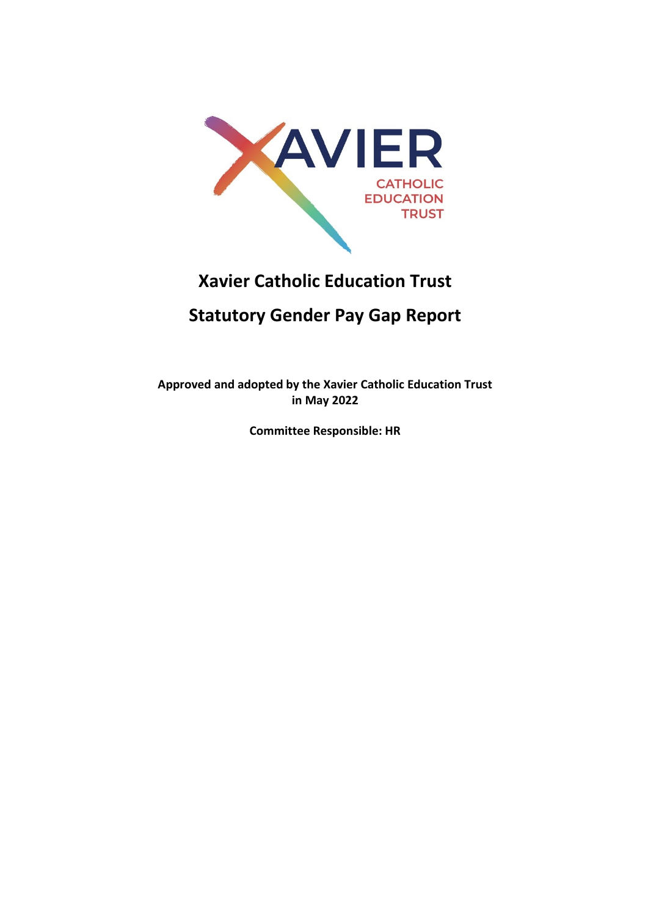# Xavier Catholic Education Trust

## Statutory Gender Pay Gap Report

**Approved and adopted by the Xavier Catholic Education Trust in May 2022**

**Committee Responsible: HR**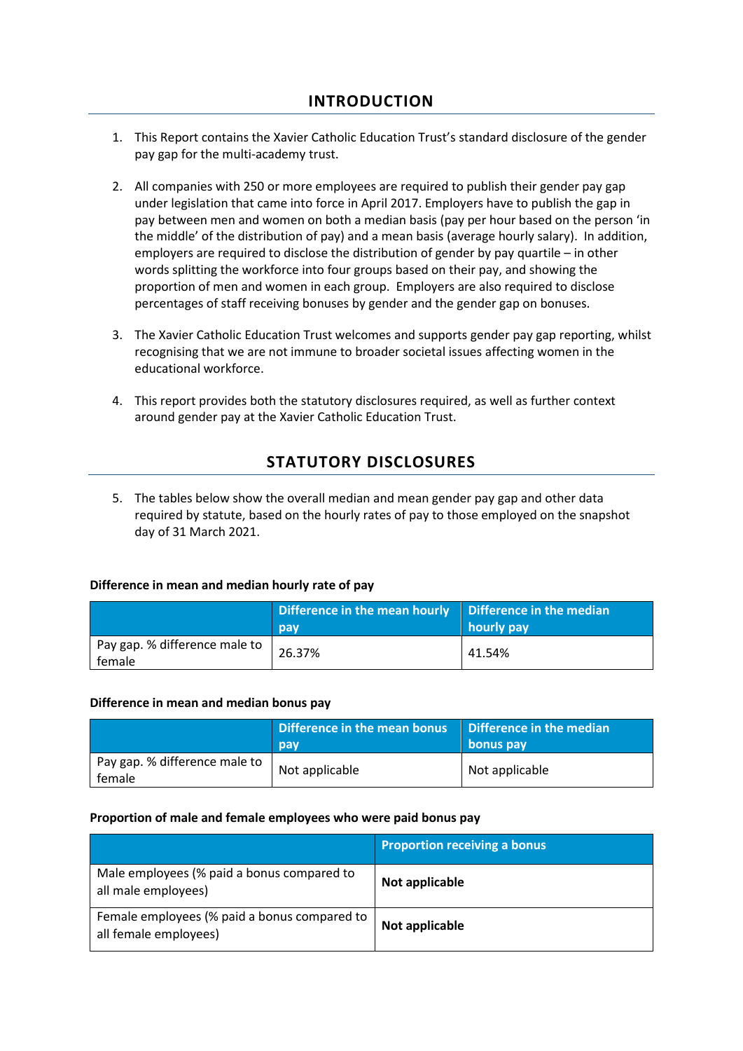## INTRODUCTION

1. This Report contains the Xavier Catholic Education Trust's standard disclosure of the gender pay gap for the multi-academy trust.

2. All companies with 250 or more employees are required to publish their gender pay gap under legislation that came into force in April 2017. Employers have to publish the gap in pay between men and women on both a median basis (pay per hour based on the person 'in the middle' of the distribution of pay) and a mean basis (average hourly salary). In addition, employers are required to disclose the distribution of gender by pay quartile – in other words splitting the workforce into four groups based on their pay, and showing the proportion of men and women in each group. Employers are also required to disclose percentages of staff receiving bonuses by gender and the gender gap on bonuses.

3. The Xavier Catholic Education Trust welcomes and supports gender pay gap reporting, whilst recognising that we are not immune to broader societal issues affecting women in the educational workforce.

4. This report provides both the statutory disclosures required, as well as further context around gender pay at the Xavier Catholic Education Trust.

## STATUTORY DISCLOSURES

5. The tables below show the overall median and mean gender pay gap and other data required by statute, based on the hourly rates of pay to those employed on the snapshot day of 31 March 2021.

**Difference in mean and median hourly rate of pay**

| | Difference in the mean hourly pay | Difference in the median hourly pay |
|---|---|---|
| Pay gap. % difference male to female | 26.37% | 41.54% |

**Difference in mean and median bonus pay**

| | Difference in the mean bonus pay | Difference in the median bonus pay |
|---|---|---|
| Pay gap. % difference male to female | Not applicable | Not applicable |

**Proportion of male and female employees who were paid bonus pay**

| | Proportion receiving a bonus |
|---|---|
| Male employees (% paid a bonus compared to all male employees) | **Not applicable** |
| Female employees (% paid a bonus compared to all female employees) | **Not applicable** |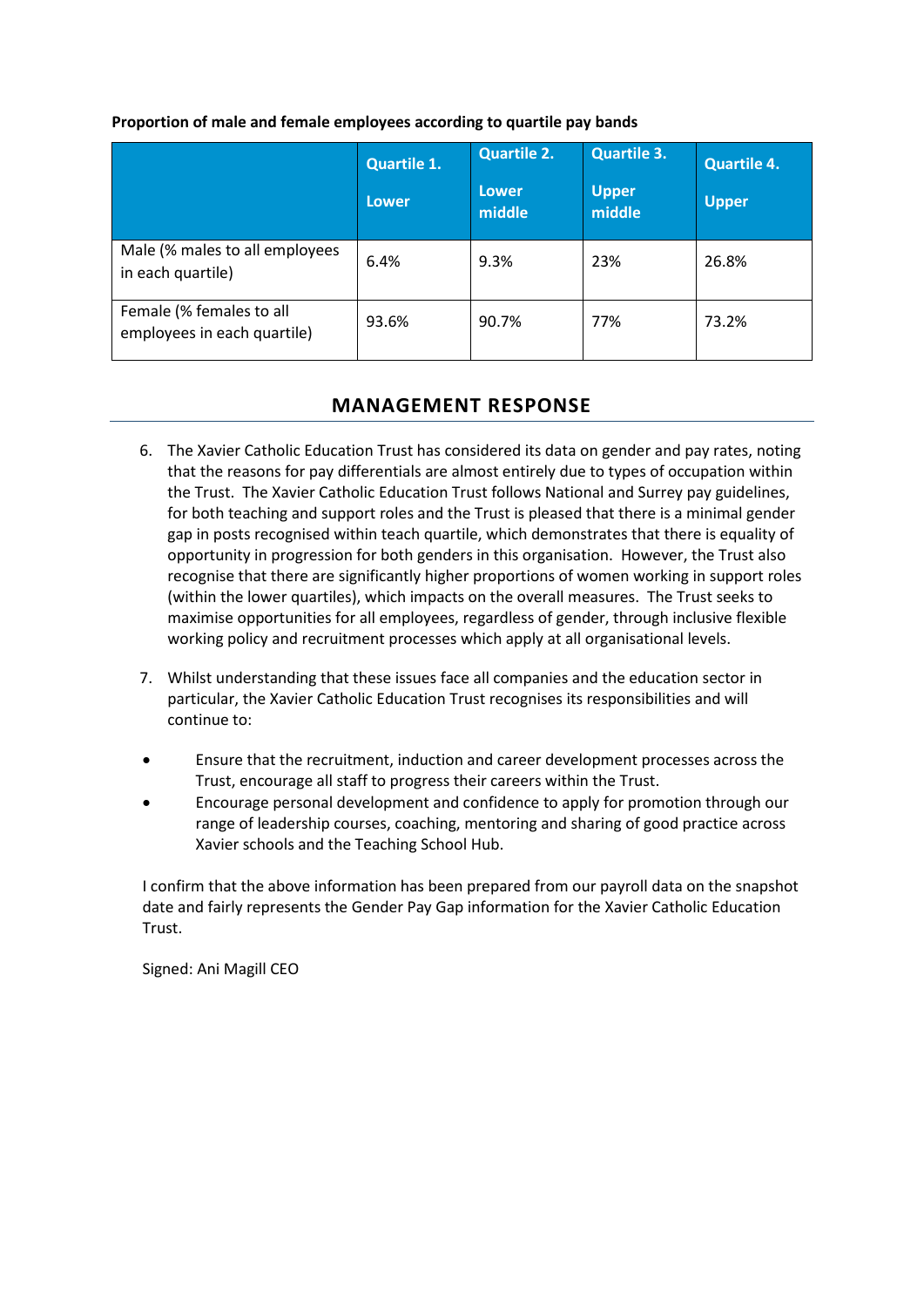**Proportion of male and female employees according to quartile pay bands**

| | Quartile 1. Lower | Quartile 2. Lower middle | Quartile 3. Upper middle | Quartile 4. Upper |
|---|---|---|---|---|
| Male (% males to all employees in each quartile) | 6.4% | 9.3% | 23% | 26.8% |
| Female (% females to all employees in each quartile) | 93.6% | 90.7% | 77% | 73.2% |

## MANAGEMENT RESPONSE

6. The Xavier Catholic Education Trust has considered its data on gender and pay rates, noting that the reasons for pay differentials are almost entirely due to types of occupation within the Trust. The Xavier Catholic Education Trust follows National and Surrey pay guidelines, for both teaching and support roles and the Trust is pleased that there is a minimal gender gap in posts recognised within teach quartile, which demonstrates that there is equality of opportunity in progression for both genders in this organisation. However, the Trust also recognise that there are significantly higher proportions of women working in support roles (within the lower quartiles), which impacts on the overall measures. The Trust seeks to maximise opportunities for all employees, regardless of gender, through inclusive flexible working policy and recruitment processes which apply at all organisational levels.

7. Whilst understanding that these issues face all companies and the education sector in particular, the Xavier Catholic Education Trust recognises its responsibilities and will continue to:

- Ensure that the recruitment, induction and career development processes across the Trust, encourage all staff to progress their careers within the Trust.
- Encourage personal development and confidence to apply for promotion through our range of leadership courses, coaching, mentoring and sharing of good practice across Xavier schools and the Teaching School Hub.

I confirm that the above information has been prepared from our payroll data on the snapshot date and fairly represents the Gender Pay Gap information for the Xavier Catholic Education Trust.

Signed: Ani Magill CEO